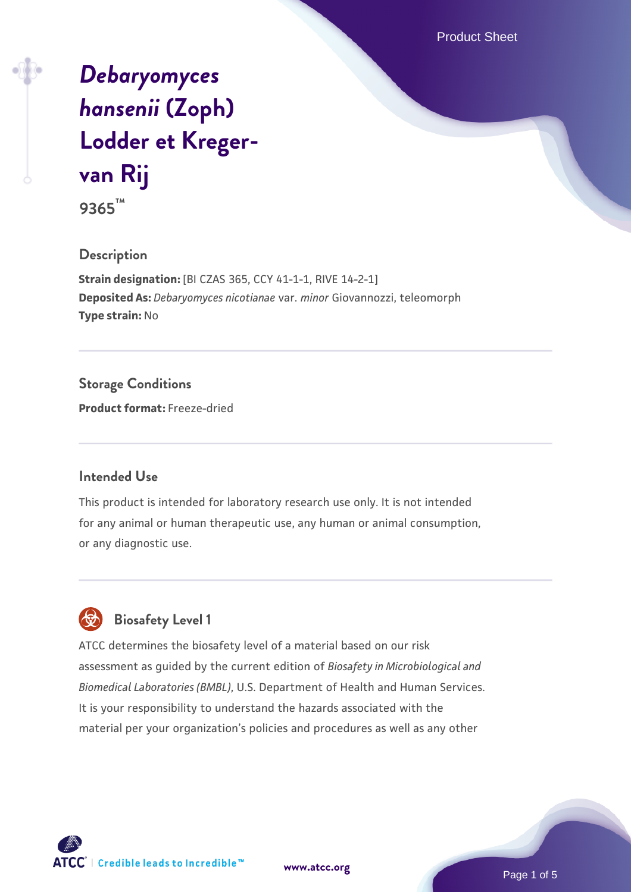# *Debaryomyces hansenii* (Zoph) Lodder et Kreger-van Rij 9365™

## Description

**Strain designation:** [BI CZAS 365, CCY 41-1-1, RIVE 14-2-1]
**Deposited As:** *Debaryomyces nicotianae* var. *minor* Giovannozzi, teleomorph
**Type strain:** No

## Storage Conditions

**Product format:** Freeze-dried

## Intended Use

This product is intended for laboratory research use only. It is not intended for any animal or human therapeutic use, any human or animal consumption, or any diagnostic use.

## Biosafety Level 1

ATCC determines the biosafety level of a material based on our risk assessment as guided by the current edition of *Biosafety in Microbiological and Biomedical Laboratories (BMBL)*, U.S. Department of Health and Human Services. It is your responsibility to understand the hazards associated with the material per your organization's policies and procedures as well as any other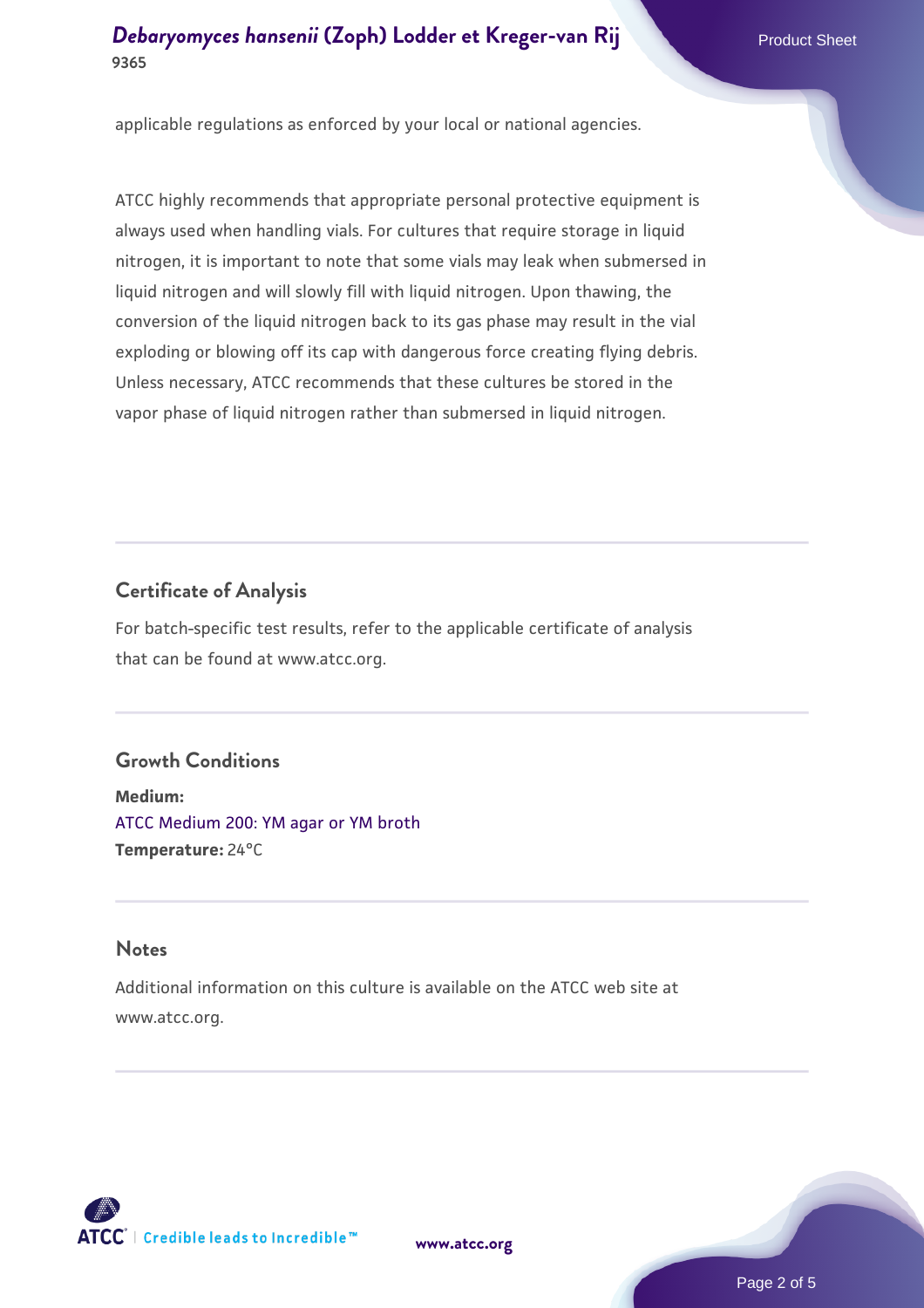applicable regulations as enforced by your local or national agencies.

ATCC highly recommends that appropriate personal protective equipment is always used when handling vials. For cultures that require storage in liquid nitrogen, it is important to note that some vials may leak when submersed in liquid nitrogen and will slowly fill with liquid nitrogen. Upon thawing, the conversion of the liquid nitrogen back to its gas phase may result in the vial exploding or blowing off its cap with dangerous force creating flying debris. Unless necessary, ATCC recommends that these cultures be stored in the vapor phase of liquid nitrogen rather than submersed in liquid nitrogen.

## Certificate of Analysis

For batch-specific test results, refer to the applicable certificate of analysis that can be found at www.atcc.org.

## Growth Conditions

**Medium:**
ATCC Medium 200: YM agar or YM broth
**Temperature:** 24°C

## Notes

Additional information on this culture is available on the ATCC web site at www.atcc.org.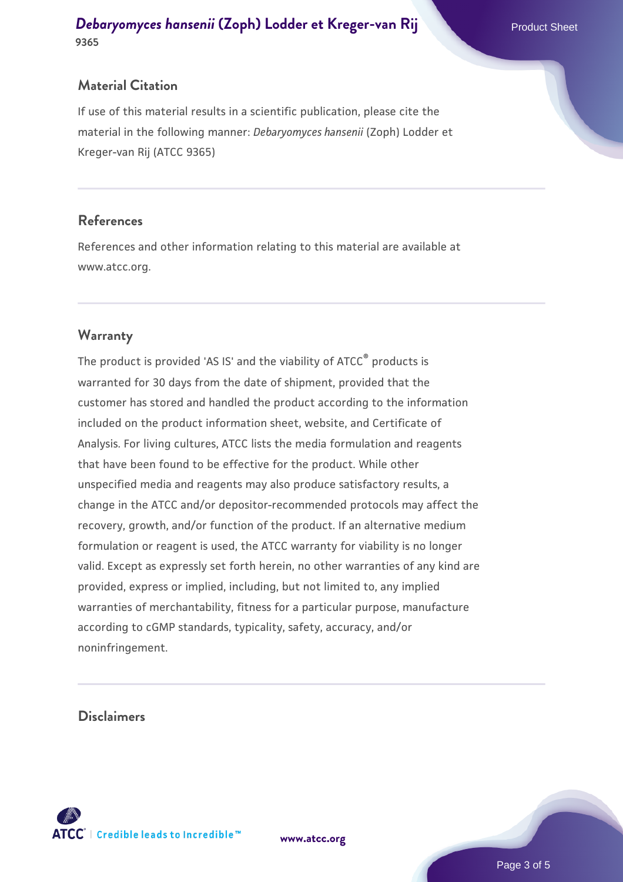## Material Citation

If use of this material results in a scientific publication, please cite the material in the following manner: *Debaryomyces hansenii* (Zoph) Lodder et Kreger-van Rij (ATCC 9365)

## References

References and other information relating to this material are available at www.atcc.org.

## Warranty

The product is provided 'AS IS' and the viability of ATCC® products is warranted for 30 days from the date of shipment, provided that the customer has stored and handled the product according to the information included on the product information sheet, website, and Certificate of Analysis. For living cultures, ATCC lists the media formulation and reagents that have been found to be effective for the product. While other unspecified media and reagents may also produce satisfactory results, a change in the ATCC and/or depositor-recommended protocols may affect the recovery, growth, and/or function of the product. If an alternative medium formulation or reagent is used, the ATCC warranty for viability is no longer valid. Except as expressly set forth herein, no other warranties of any kind are provided, express or implied, including, but not limited to, any implied warranties of merchantability, fitness for a particular purpose, manufacture according to cGMP standards, typicality, safety, accuracy, and/or noninfringement.

## Disclaimers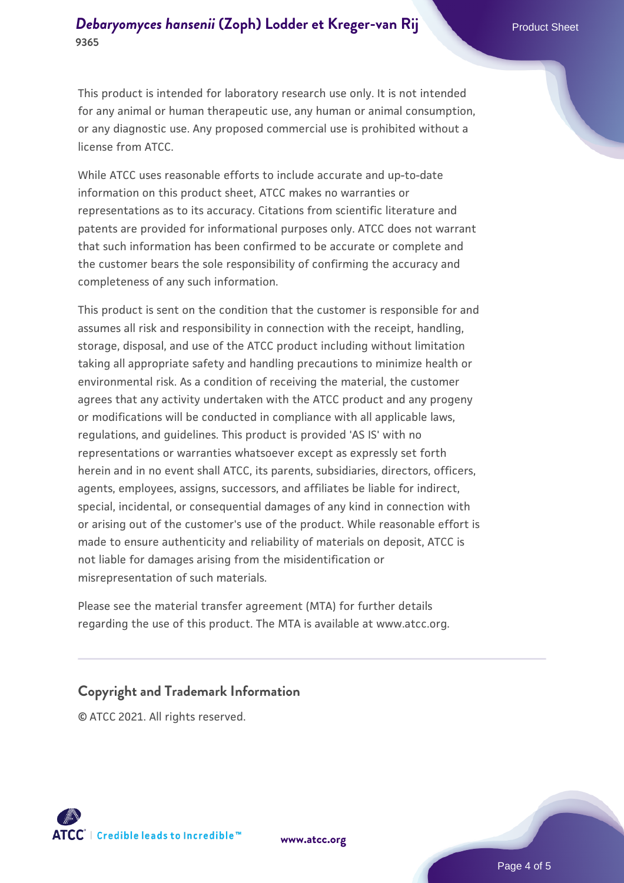This product is intended for laboratory research use only. It is not intended for any animal or human therapeutic use, any human or animal consumption, or any diagnostic use. Any proposed commercial use is prohibited without a license from ATCC.

While ATCC uses reasonable efforts to include accurate and up-to-date information on this product sheet, ATCC makes no warranties or representations as to its accuracy. Citations from scientific literature and patents are provided for informational purposes only. ATCC does not warrant that such information has been confirmed to be accurate or complete and the customer bears the sole responsibility of confirming the accuracy and completeness of any such information.

This product is sent on the condition that the customer is responsible for and assumes all risk and responsibility in connection with the receipt, handling, storage, disposal, and use of the ATCC product including without limitation taking all appropriate safety and handling precautions to minimize health or environmental risk. As a condition of receiving the material, the customer agrees that any activity undertaken with the ATCC product and any progeny or modifications will be conducted in compliance with all applicable laws, regulations, and guidelines. This product is provided 'AS IS' with no representations or warranties whatsoever except as expressly set forth herein and in no event shall ATCC, its parents, subsidiaries, directors, officers, agents, employees, assigns, successors, and affiliates be liable for indirect, special, incidental, or consequential damages of any kind in connection with or arising out of the customer's use of the product. While reasonable effort is made to ensure authenticity and reliability of materials on deposit, ATCC is not liable for damages arising from the misidentification or misrepresentation of such materials.

Please see the material transfer agreement (MTA) for further details regarding the use of this product. The MTA is available at www.atcc.org.

## Copyright and Trademark Information

© ATCC 2021. All rights reserved.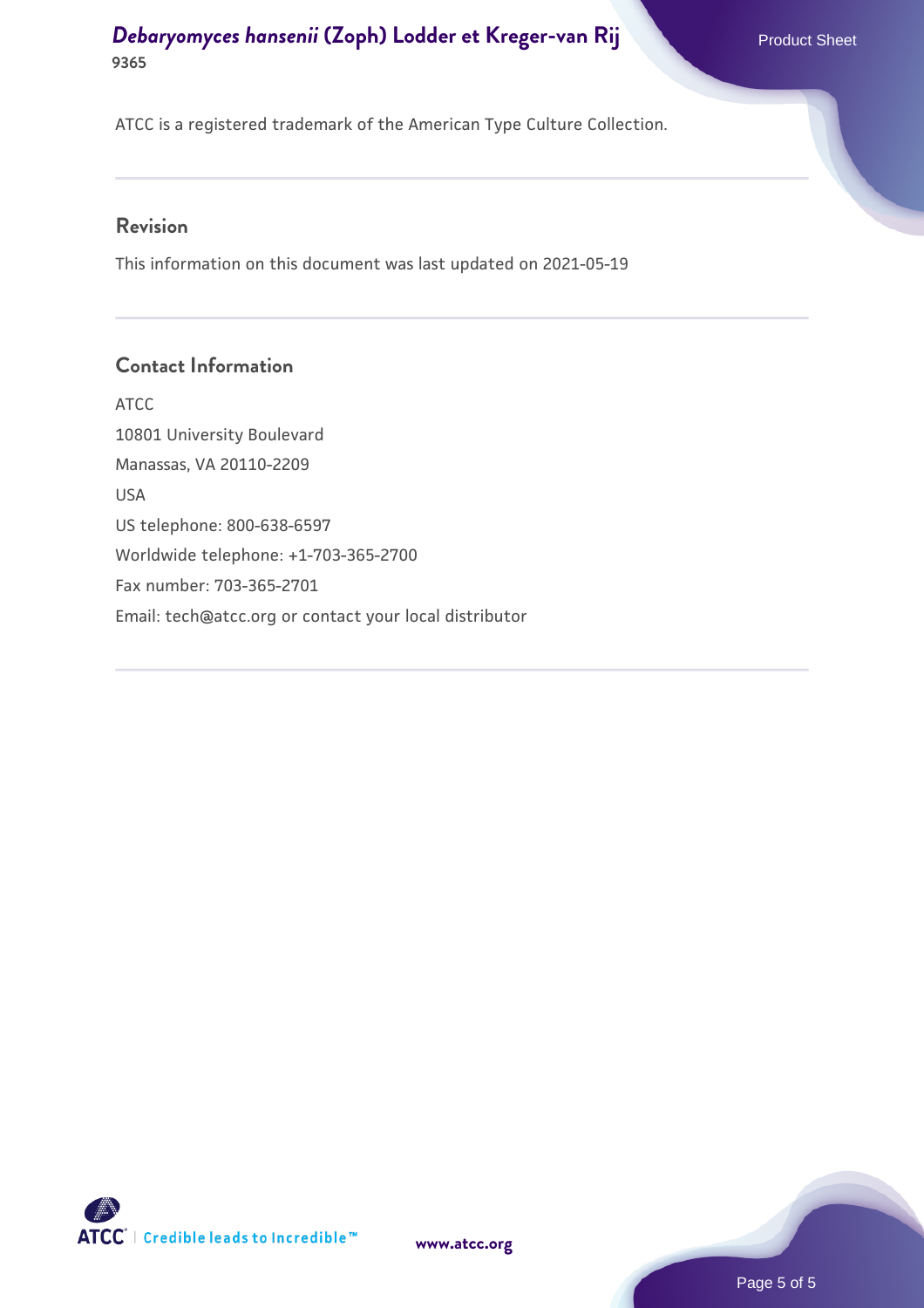ATCC is a registered trademark of the American Type Culture Collection.

## Revision

This information on this document was last updated on 2021-05-19

## Contact Information

ATCC
10801 University Boulevard
Manassas, VA 20110-2209
USA
US telephone: 800-638-6597
Worldwide telephone: +1-703-365-2700
Fax number: 703-365-2701
Email: tech@atcc.org or contact your local distributor